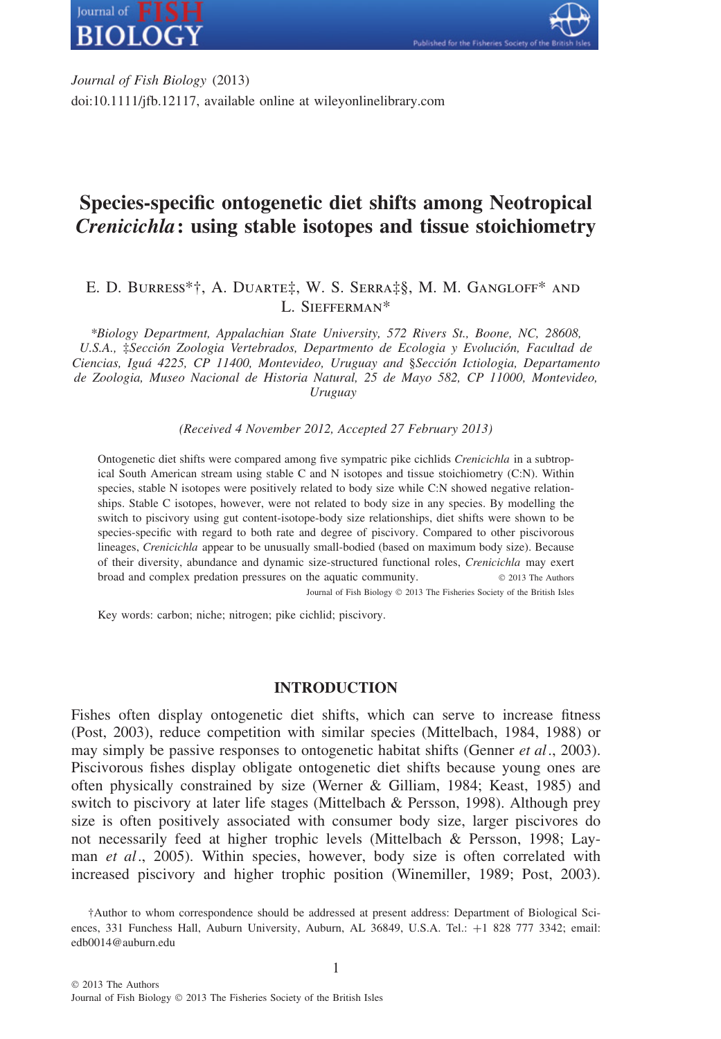Journal of Fish Biology (2013)
doi:10.1111/jfb.12117, available online at wileyonlinelibrary.com

# Species-specific ontogenetic diet shifts among Neotropical *Crenicichla*: using stable isotopes and tissue stoichiometry

E. D. Burress*†, A. Duarte‡, W. S. Serra‡§, M. M. Gangloff* and L. Siefferman*

*\*Biology Department, Appalachian State University, 572 Rivers St., Boone, NC, 28608, U.S.A., ‡Sección Zoologia Vertebrados, Departmento de Ecologia y Evolución, Facultad de Ciencias, Iguá 4225, CP 11400, Montevideo, Uruguay and §Sección Ictiologia, Departamento de Zoologia, Museo Nacional de Historia Natural, 25 de Mayo 582, CP 11000, Montevideo, Uruguay*

*(Received 4 November 2012, Accepted 27 February 2013)*

Ontogenetic diet shifts were compared among five sympatric pike cichlids *Crenicichla* in a subtropical South American stream using stable C and N isotopes and tissue stoichiometry (C:N). Within species, stable N isotopes were positively related to body size while C:N showed negative relationships. Stable C isotopes, however, were not related to body size in any species. By modelling the switch to piscivory using gut content-isotope-body size relationships, diet shifts were shown to be species-specific with regard to both rate and degree of piscivory. Compared to other piscivorous lineages, *Crenicichla* appear to be unusually small-bodied (based on maximum body size). Because of their diversity, abundance and dynamic size-structured functional roles, *Crenicichla* may exert broad and complex predation pressures on the aquatic community. © 2013 The Authors

Journal of Fish Biology © 2013 The Fisheries Society of the British Isles

Key words: carbon; niche; nitrogen; pike cichlid; piscivory.

## INTRODUCTION

Fishes often display ontogenetic diet shifts, which can serve to increase fitness (Post, 2003), reduce competition with similar species (Mittelbach, 1984, 1988) or may simply be passive responses to ontogenetic habitat shifts (Genner *et al.*, 2003). Piscivorous fishes display obligate ontogenetic diet shifts because young ones are often physically constrained by size (Werner & Gilliam, 1984; Keast, 1985) and switch to piscivory at later life stages (Mittelbach & Persson, 1998). Although prey size is often positively associated with consumer body size, larger piscivores do not necessarily feed at higher trophic levels (Mittelbach & Persson, 1998; Layman *et al.*, 2005). Within species, however, body size is often correlated with increased piscivory and higher trophic position (Winemiller, 1989; Post, 2003).

†Author to whom correspondence should be addressed at present address: Department of Biological Sciences, 331 Funchess Hall, Auburn University, Auburn, AL 36849, U.S.A. Tel.: +1 828 777 3342; email: edb0014@auburn.edu

© 2013 The Authors
Journal of Fish Biology © 2013 The Fisheries Society of the British Isles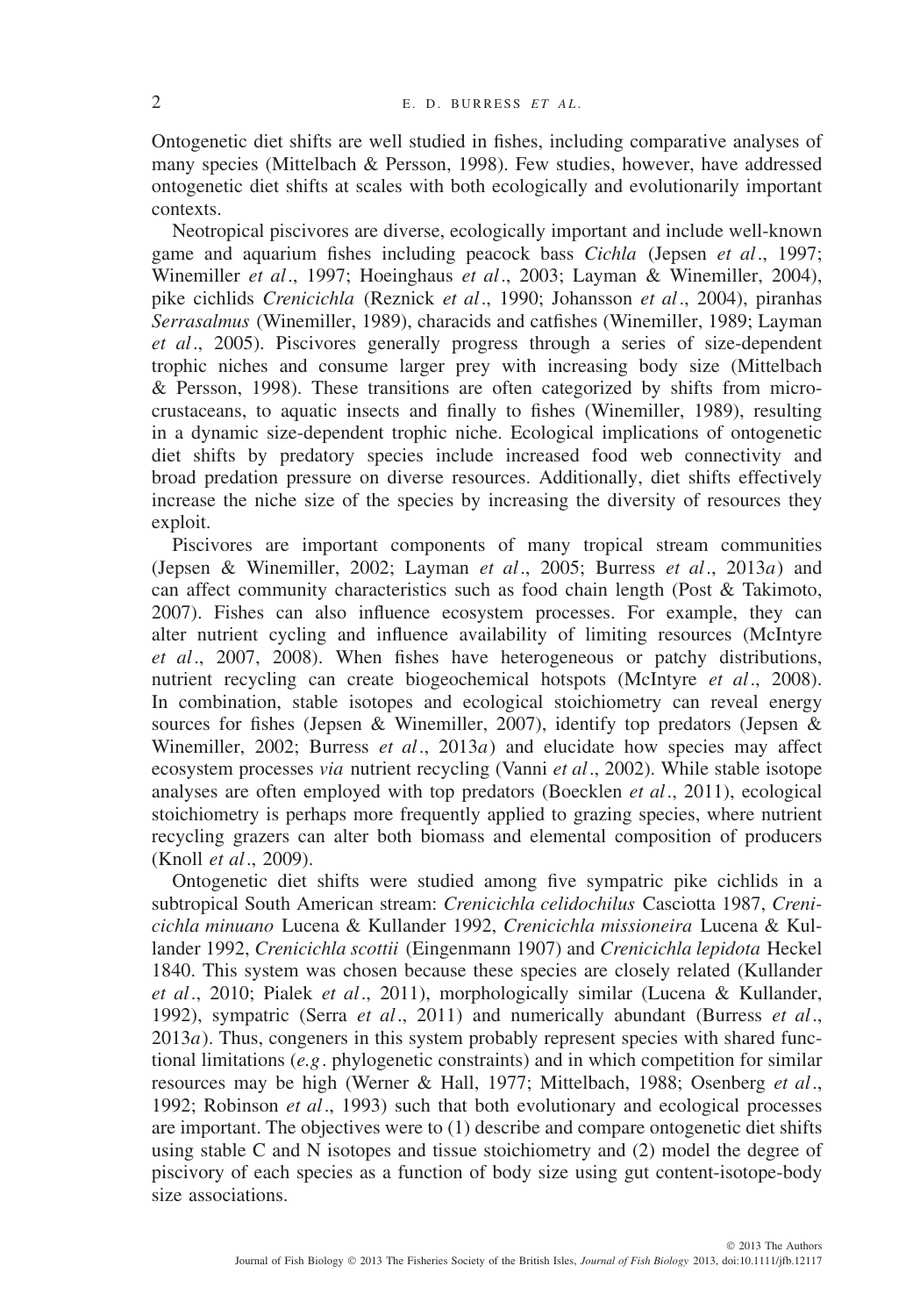Ontogenetic diet shifts are well studied in fishes, including comparative analyses of many species (Mittelbach & Persson, 1998). Few studies, however, have addressed ontogenetic diet shifts at scales with both ecologically and evolutionarily important contexts.

Neotropical piscivores are diverse, ecologically important and include well-known game and aquarium fishes including peacock bass *Cichla* (Jepsen *et al*., 1997; Winemiller *et al*., 1997; Hoeinghaus *et al*., 2003; Layman & Winemiller, 2004), pike cichlids *Crenicichla* (Reznick *et al*., 1990; Johansson *et al*., 2004), piranhas *Serrasalmus* (Winemiller, 1989), characids and catfishes (Winemiller, 1989; Layman *et al*., 2005). Piscivores generally progress through a series of size-dependent trophic niches and consume larger prey with increasing body size (Mittelbach & Persson, 1998). These transitions are often categorized by shifts from microcrustaceans, to aquatic insects and finally to fishes (Winemiller, 1989), resulting in a dynamic size-dependent trophic niche. Ecological implications of ontogenetic diet shifts by predatory species include increased food web connectivity and broad predation pressure on diverse resources. Additionally, diet shifts effectively increase the niche size of the species by increasing the diversity of resources they exploit.

Piscivores are important components of many tropical stream communities (Jepsen & Winemiller, 2002; Layman *et al*., 2005; Burress *et al*., 2013*a*) and can affect community characteristics such as food chain length (Post & Takimoto, 2007). Fishes can also influence ecosystem processes. For example, they can alter nutrient cycling and influence availability of limiting resources (McIntyre *et al*., 2007, 2008). When fishes have heterogeneous or patchy distributions, nutrient recycling can create biogeochemical hotspots (McIntyre *et al*., 2008). In combination, stable isotopes and ecological stoichiometry can reveal energy sources for fishes (Jepsen & Winemiller, 2007), identify top predators (Jepsen & Winemiller, 2002; Burress *et al*., 2013*a*) and elucidate how species may affect ecosystem processes *via* nutrient recycling (Vanni *et al*., 2002). While stable isotope analyses are often employed with top predators (Boecklen *et al*., 2011), ecological stoichiometry is perhaps more frequently applied to grazing species, where nutrient recycling grazers can alter both biomass and elemental composition of producers (Knoll *et al*., 2009).

Ontogenetic diet shifts were studied among five sympatric pike cichlids in a subtropical South American stream: *Crenicichla celidochilus* Casciotta 1987, *Crenicichla minuano* Lucena & Kullander 1992, *Crenicichla missioneira* Lucena & Kullander 1992, *Crenicichla scottii* (Eingenmann 1907) and *Crenicichla lepidota* Heckel 1840. This system was chosen because these species are closely related (Kullander *et al*., 2010; Pialek *et al*., 2011), morphologically similar (Lucena & Kullander, 1992), sympatric (Serra *et al*., 2011) and numerically abundant (Burress *et al*., 2013*a*). Thus, congeners in this system probably represent species with shared functional limitations (*e.g*. phylogenetic constraints) and in which competition for similar resources may be high (Werner & Hall, 1977; Mittelbach, 1988; Osenberg *et al*., 1992; Robinson *et al*., 1993) such that both evolutionary and ecological processes are important. The objectives were to (1) describe and compare ontogenetic diet shifts using stable C and N isotopes and tissue stoichiometry and (2) model the degree of piscivory of each species as a function of body size using gut content-isotope-body size associations.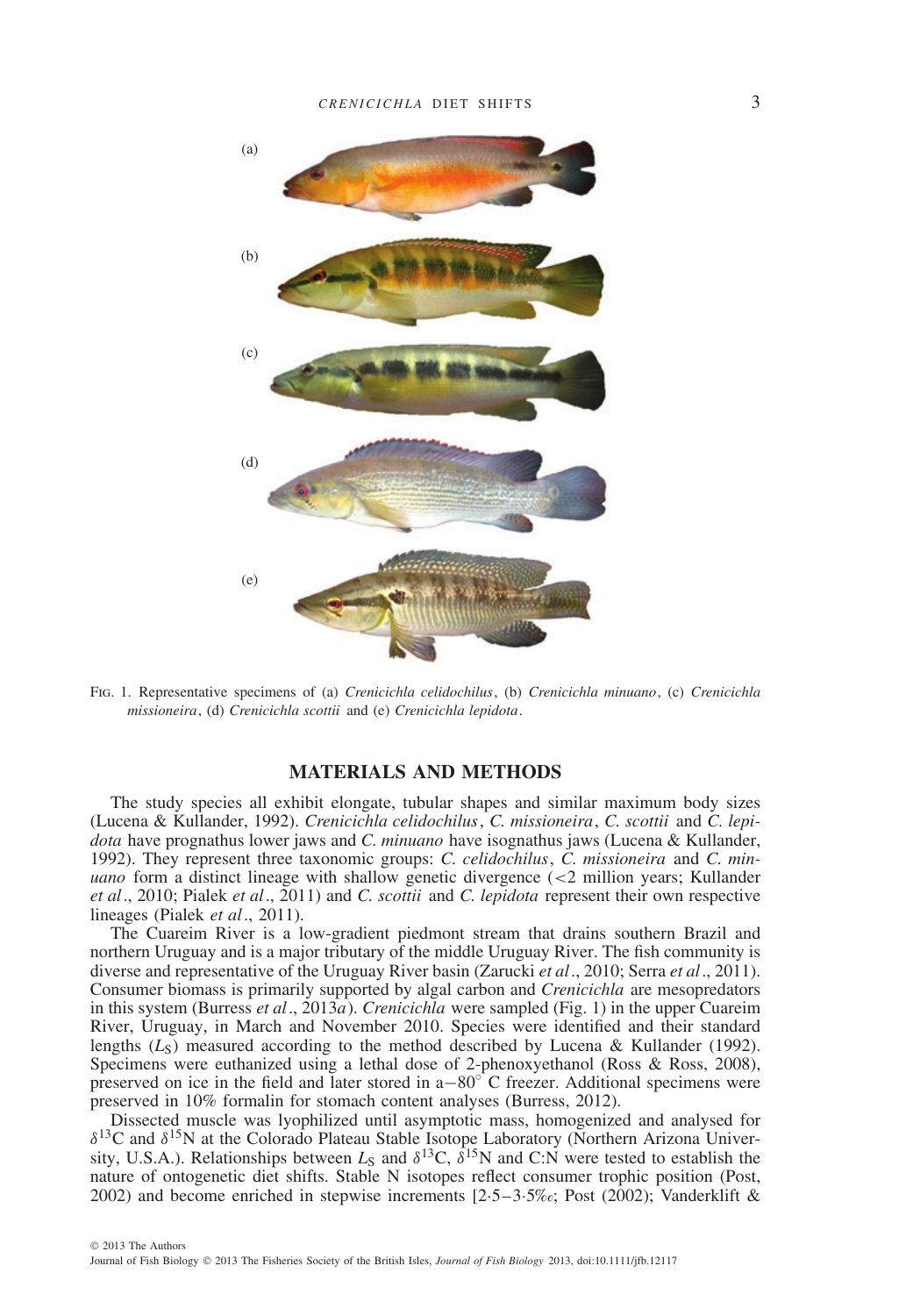(a)

(b)

(c)

(d)

(e)

Fig. 1. Representative specimens of (a) *Crenicichla celidochilus*, (b) *Crenicichla minuano*, (c) *Crenicichla missioneira*, (d) *Crenicichla scottii* and (e) *Crenicichla lepidota*.

## MATERIALS AND METHODS

The study species all exhibit elongate, tubular shapes and similar maximum body sizes (Lucena & Kullander, 1992). *Crenicichla celidochilus*, *C. missioneira*, *C. scottii* and *C. lepidota* have prognathus lower jaws and *C. minuano* have isognathus jaws (Lucena & Kullander, 1992). They represent three taxonomic groups: *C. celidochilus*, *C. missioneira* and *C. minuano* form a distinct lineage with shallow genetic divergence (<2 million years; Kullander *et al*., 2010; Pialek *et al*., 2011) and *C. scottii* and *C. lepidota* represent their own respective lineages (Pialek *et al*., 2011).

The Cuareim River is a low-gradient piedmont stream that drains southern Brazil and northern Uruguay and is a major tributary of the middle Uruguay River. The fish community is diverse and representative of the Uruguay River basin (Zarucki *et al*., 2010; Serra *et al*., 2011). Consumer biomass is primarily supported by algal carbon and *Crenicichla* are mesopredators in this system (Burress *et al*., 2013*a*). *Crenicichla* were sampled (Fig. 1) in the upper Cuareim River, Uruguay, in March and November 2010. Species were identified and their standard lengths ($L_S$) measured according to the method described by Lucena & Kullander (1992). Specimens were euthanized using a lethal dose of 2-phenoxyethanol (Ross & Ross, 2008), preserved on ice in the field and later stored in a−80° C freezer. Additional specimens were preserved in 10% formalin for stomach content analyses (Burress, 2012).

Dissected muscle was lyophilized until asymptotic mass, homogenized and analysed for $\delta^{13}C$ and $\delta^{15}N$ at the Colorado Plateau Stable Isotope Laboratory (Northern Arizona University, U.S.A.). Relationships between $L_S$ and $\delta^{13}C$, $\delta^{15}N$ and C:N were tested to establish the nature of ontogenetic diet shifts. Stable N isotopes reflect consumer trophic position (Post, 2002) and become enriched in stepwise increments [2·5–3·5‰; Post (2002); Vanderklift &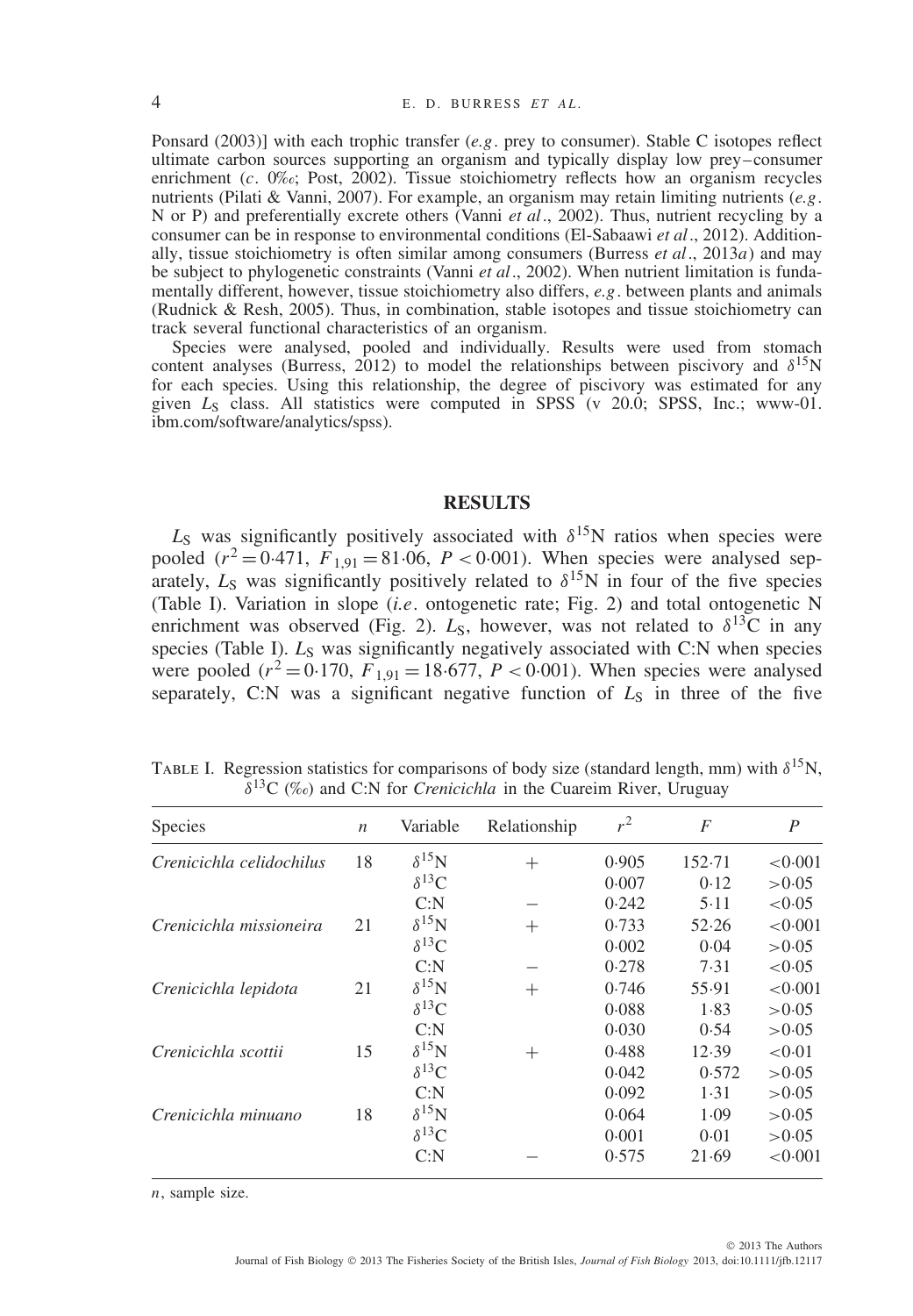Ponsard (2003)] with each trophic transfer (*e.g*. prey to consumer). Stable C isotopes reflect ultimate carbon sources supporting an organism and typically display low prey–consumer enrichment (*c*. 0‰; Post, 2002). Tissue stoichiometry reflects how an organism recycles nutrients (Pilati & Vanni, 2007). For example, an organism may retain limiting nutrients (*e.g*. N or P) and preferentially excrete others (Vanni *et al*., 2002). Thus, nutrient recycling by a consumer can be in response to environmental conditions (El-Sabaawi *et al*., 2012). Additionally, tissue stoichiometry is often similar among consumers (Burress *et al*., 2013*a*) and may be subject to phylogenetic constraints (Vanni *et al*., 2002). When nutrient limitation is fundamentally different, however, tissue stoichiometry also differs, *e.g*. between plants and animals (Rudnick & Resh, 2005). Thus, in combination, stable isotopes and tissue stoichiometry can track several functional characteristics of an organism.

Species were analysed, pooled and individually. Results were used from stomach content analyses (Burress, 2012) to model the relationships between piscivory and $\delta^{15}$N for each species. Using this relationship, the degree of piscivory was estimated for any given $L_S$ class. All statistics were computed in SPSS (v 20.0; SPSS, Inc.; www-01.ibm.com/software/analytics/spss).

## RESULTS

$L_S$ was significantly positively associated with $\delta^{15}$N ratios when species were pooled ($r^2 = 0{\cdot}471$, $F_{1,91} = 81{\cdot}06$, $P < 0{\cdot}001$). When species were analysed separately, $L_S$ was significantly positively related to $\delta^{15}$N in four of the five species (Table I). Variation in slope (*i.e*. ontogenetic rate; Fig. 2) and total ontogenetic N enrichment was observed (Fig. 2). $L_S$, however, was not related to $\delta^{13}$C in any species (Table I). $L_S$ was significantly negatively associated with C:N when species were pooled ($r^2 = 0{\cdot}170$, $F_{1,91} = 18{\cdot}677$, $P < 0{\cdot}001$). When species were analysed separately, C:N was a significant negative function of $L_S$ in three of the five

Table I. Regression statistics for comparisons of body size (standard length, mm) with $\delta^{15}$N, $\delta^{13}$C (‰) and C:N for *Crenicichla* in the Cuareim River, Uruguay

| Species | $n$ | Variable | Relationship | $r^2$ | $F$ | $P$ |
|---|---|---|---|---|---|---|
| *Crenicichla celidochilus* | 18 | $\delta^{15}$N | + | 0·905 | 152·71 | <0·001 |
| | | $\delta^{13}$C | | 0·007 | 0·12 | >0·05 |
| | | C:N | − | 0·242 | 5·11 | <0·05 |
| *Crenicichla missioneira* | 21 | $\delta^{15}$N | + | 0·733 | 52·26 | <0·001 |
| | | $\delta^{13}$C | | 0·002 | 0·04 | >0·05 |
| | | C:N | − | 0·278 | 7·31 | <0·05 |
| *Crenicichla lepidota* | 21 | $\delta^{15}$N | + | 0·746 | 55·91 | <0·001 |
| | | $\delta^{13}$C | | 0·088 | 1·83 | >0·05 |
| | | C:N | | 0·030 | 0·54 | >0·05 |
| *Crenicichla scottii* | 15 | $\delta^{15}$N | + | 0·488 | 12·39 | <0·01 |
| | | $\delta^{13}$C | | 0·042 | 0·572 | >0·05 |
| | | C:N | | 0·092 | 1·31 | >0·05 |
| *Crenicichla minuano* | 18 | $\delta^{15}$N | | 0·064 | 1·09 | >0·05 |
| | | $\delta^{13}$C | | 0·001 | 0·01 | >0·05 |
| | | C:N | − | 0·575 | 21·69 | <0·001 |

$n$, sample size.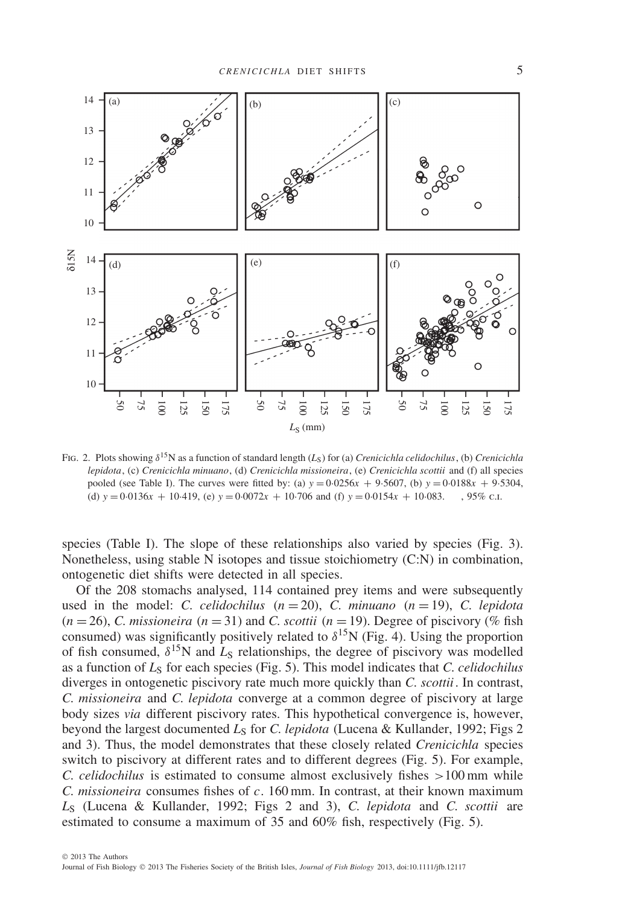Fig. 2. Plots showing $\delta^{15}N$ as a function of standard length ($L_S$) for (a) *Crenicichla celidochilus*, (b) *Crenicichla lepidota*, (c) *Crenicichla minuano*, (d) *Crenicichla missioneira*, (e) *Crenicichla scottii* and (f) all species pooled (see Table I). The curves were fitted by: (a) $y = 0{\cdot}0256x + 9{\cdot}5607$, (b) $y = 0{\cdot}0188x + 9{\cdot}5304$, (d) $y = 0{\cdot}0136x + 10{\cdot}419$, (e) $y = 0{\cdot}0072x + 10{\cdot}706$ and (f) $y = 0{\cdot}0154x + 10{\cdot}083$. , 95% c.i.

species (Table I). The slope of these relationships also varied by species (Fig. 3). Nonetheless, using stable N isotopes and tissue stoichiometry (C:N) in combination, ontogenetic diet shifts were detected in all species.

Of the 208 stomachs analysed, 114 contained prey items and were subsequently used in the model: *C. celidochilus* ($n = 20$), *C. minuano* ($n = 19$), *C. lepidota* ($n = 26$), *C. missioneira* ($n = 31$) and *C. scottii* ($n = 19$). Degree of piscivory (% fish consumed) was significantly positively related to $\delta^{15}N$ (Fig. 4). Using the proportion of fish consumed, $\delta^{15}N$ and $L_S$ relationships, the degree of piscivory was modelled as a function of $L_S$ for each species (Fig. 5). This model indicates that *C. celidochilus* diverges in ontogenetic piscivory rate much more quickly than *C. scottii*. In contrast, *C. missioneira* and *C. lepidota* converge at a common degree of piscivory at large body sizes *via* different piscivory rates. This hypothetical convergence is, however, beyond the largest documented $L_S$ for *C. lepidota* (Lucena & Kullander, 1992; Figs 2 and 3). Thus, the model demonstrates that these closely related *Crenicichla* species switch to piscivory at different rates and to different degrees (Fig. 5). For example, *C. celidochilus* is estimated to consume almost exclusively fishes >100 mm while *C. missioneira* consumes fishes of *c*. 160 mm. In contrast, at their known maximum $L_S$ (Lucena & Kullander, 1992; Figs 2 and 3), *C. lepidota* and *C. scottii* are estimated to consume a maximum of 35 and 60% fish, respectively (Fig. 5).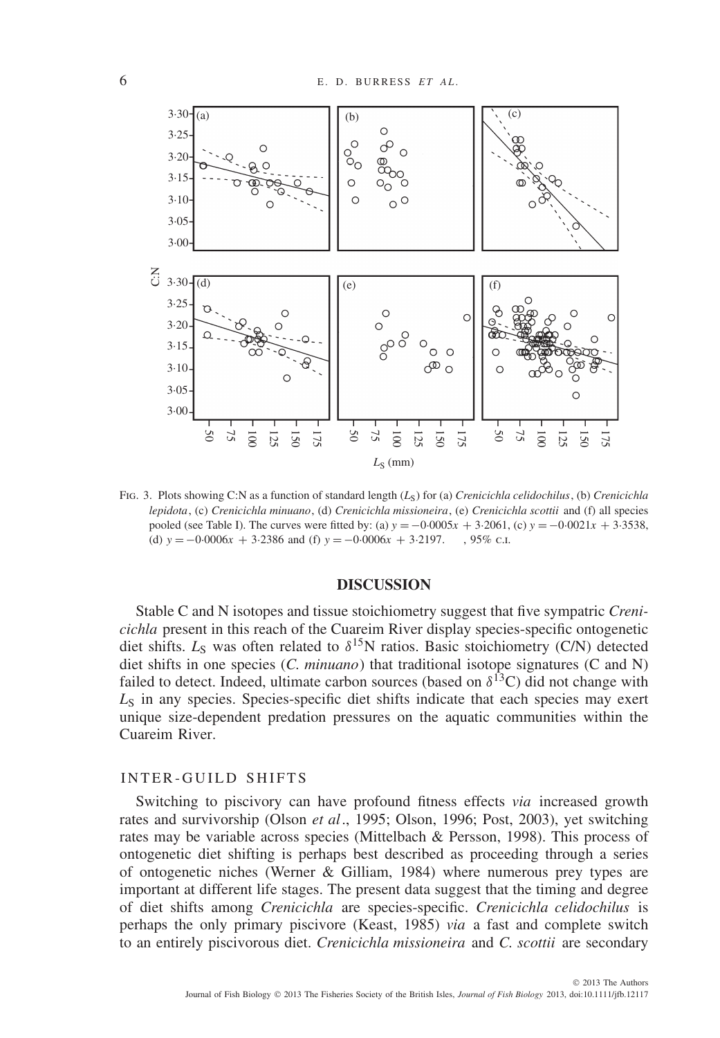FIG. 3. Plots showing C:N as a function of standard length ($L_S$) for (a) *Crenicichla celidochilus*, (b) *Crenicichla lepidota*, (c) *Crenicichla minuano*, (d) *Crenicichla missioneira*, (e) *Crenicichla scottii* and (f) all species pooled (see Table I). The curves were fitted by: (a) $y = -0.0005x + 3.2061$, (c) $y = -0.0021x + 3.3538$, (d) $y = -0.0006x + 3.2386$ and (f) $y = -0.0006x + 3.2197$. , 95% C.I.

## DISCUSSION

Stable C and N isotopes and tissue stoichiometry suggest that five sympatric *Crenicichla* present in this reach of the Cuareim River display species-specific ontogenetic diet shifts. $L_S$ was often related to $\delta^{15}$N ratios. Basic stoichiometry (C/N) detected diet shifts in one species (*C. minuano*) that traditional isotope signatures (C and N) failed to detect. Indeed, ultimate carbon sources (based on $\delta^{13}$C) did not change with $L_S$ in any species. Species-specific diet shifts indicate that each species may exert unique size-dependent predation pressures on the aquatic communities within the Cuareim River.

### INTER-GUILD SHIFTS

Switching to piscivory can have profound fitness effects *via* increased growth rates and survivorship (Olson *et al*., 1995; Olson, 1996; Post, 2003), yet switching rates may be variable across species (Mittelbach & Persson, 1998). This process of ontogenetic diet shifting is perhaps best described as proceeding through a series of ontogenetic niches (Werner & Gilliam, 1984) where numerous prey types are important at different life stages. The present data suggest that the timing and degree of diet shifts among *Crenicichla* are species-specific. *Crenicichla celidochilus* is perhaps the only primary piscivore (Keast, 1985) *via* a fast and complete switch to an entirely piscivorous diet. *Crenicichla missioneira* and *C. scottii* are secondary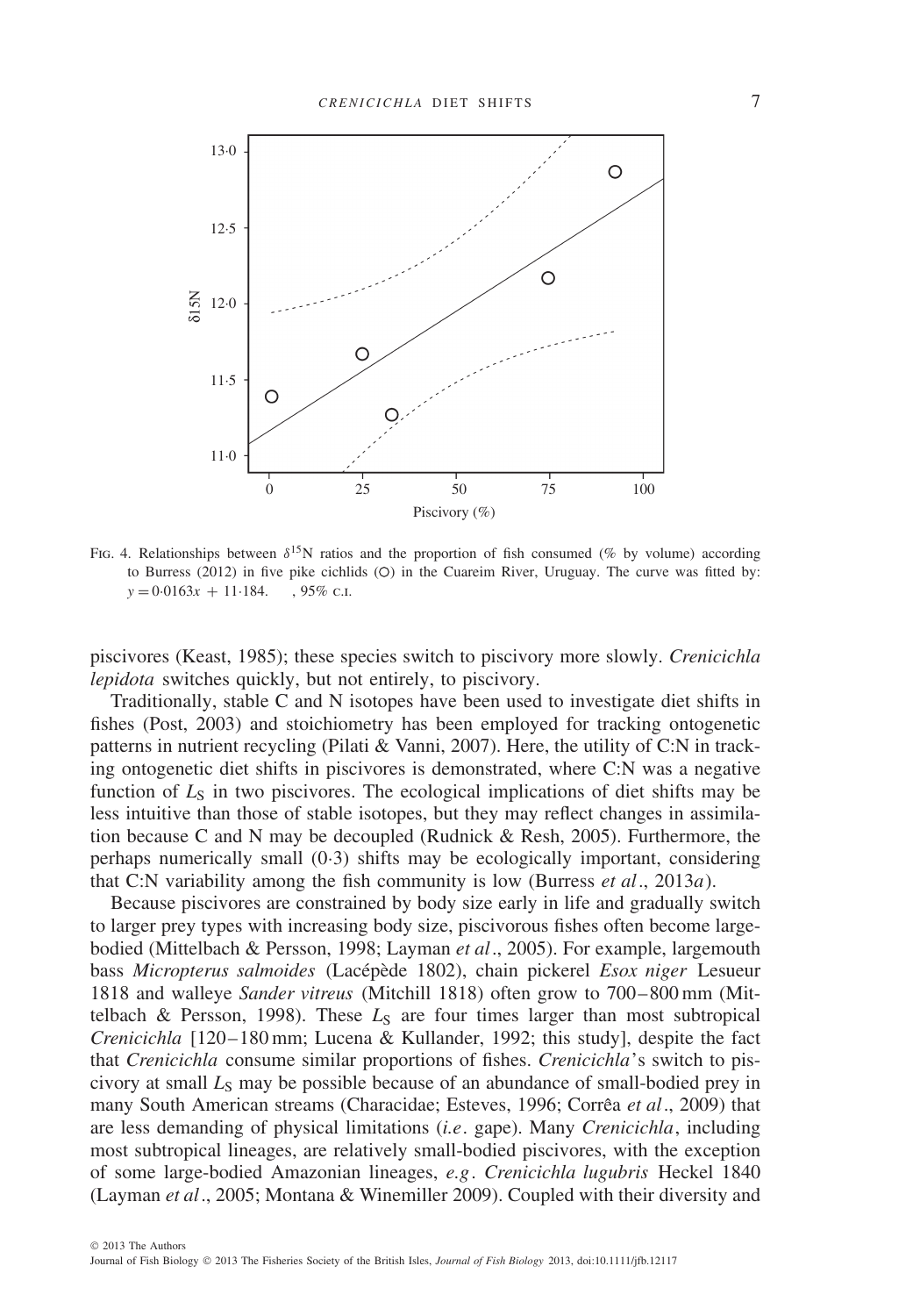Fig. 4. Relationships between $\delta^{15}$N ratios and the proportion of fish consumed (% by volume) according to Burress (2012) in five pike cichlids (○) in the Cuareim River, Uruguay. The curve was fitted by: $y = 0{\cdot}0163x + 11{\cdot}184$. ----, 95% c.i.

piscivores (Keast, 1985); these species switch to piscivory more slowly. *Crenicichla lepidota* switches quickly, but not entirely, to piscivory.

Traditionally, stable C and N isotopes have been used to investigate diet shifts in fishes (Post, 2003) and stoichiometry has been employed for tracking ontogenetic patterns in nutrient recycling (Pilati & Vanni, 2007). Here, the utility of C:N in tracking ontogenetic diet shifts in piscivores is demonstrated, where C:N was a negative function of $L_S$ in two piscivores. The ecological implications of diet shifts may be less intuitive than those of stable isotopes, but they may reflect changes in assimilation because C and N may be decoupled (Rudnick & Resh, 2005). Furthermore, the perhaps numerically small (0·3) shifts may be ecologically important, considering that C:N variability among the fish community is low (Burress *et al*., 2013*a*).

Because piscivores are constrained by body size early in life and gradually switch to larger prey types with increasing body size, piscivorous fishes often become large-bodied (Mittelbach & Persson, 1998; Layman *et al*., 2005). For example, largemouth bass *Micropterus salmoides* (Lacépède 1802), chain pickerel *Esox niger* Lesueur 1818 and walleye *Sander vitreus* (Mitchill 1818) often grow to 700–800 mm (Mittelbach & Persson, 1998). These $L_S$ are four times larger than most subtropical *Crenicichla* [120–180 mm; Lucena & Kullander, 1992; this study], despite the fact that *Crenicichla* consume similar proportions of fishes. *Crenicichla*'s switch to piscivory at small $L_S$ may be possible because of an abundance of small-bodied prey in many South American streams (Characidae; Esteves, 1996; Corrêa *et al*., 2009) that are less demanding of physical limitations (*i.e*. gape). Many *Crenicichla*, including most subtropical lineages, are relatively small-bodied piscivores, with the exception of some large-bodied Amazonian lineages, *e.g*. *Crenicichla lugubris* Heckel 1840 (Layman *et al*., 2005; Montana & Winemiller 2009). Coupled with their diversity and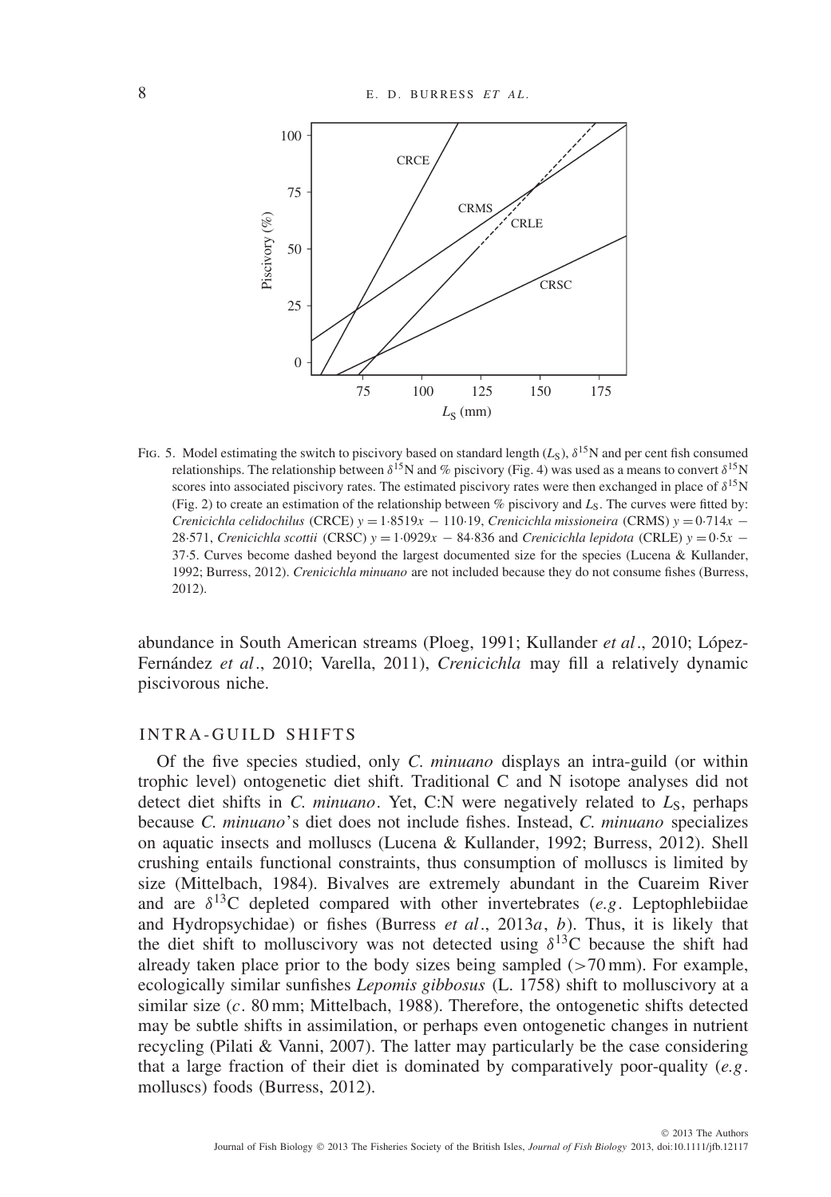Fig. 5. Model estimating the switch to piscivory based on standard length ($L_S$), $\delta^{15}$N and per cent fish consumed relationships. The relationship between $\delta^{15}$N and % piscivory (Fig. 4) was used as a means to convert $\delta^{15}$N scores into associated piscivory rates. The estimated piscivory rates were then exchanged in place of $\delta^{15}$N (Fig. 2) to create an estimation of the relationship between % piscivory and $L_S$. The curves were fitted by: *Crenicichla celidochilus* (CRCE) $y = 1{\cdot}8519x - 110{\cdot}19$, *Crenicichla missioneira* (CRMS) $y = 0{\cdot}714x - 28{\cdot}571$, *Crenicichla scottii* (CRSC) $y = 1{\cdot}0929x - 84{\cdot}836$ and *Crenicichla lepidota* (CRLE) $y = 0{\cdot}5x - 37{\cdot}5$. Curves become dashed beyond the largest documented size for the species (Lucena & Kullander, 1992; Burress, 2012). *Crenicichla minuano* are not included because they do not consume fishes (Burress, 2012).

abundance in South American streams (Ploeg, 1991; Kullander *et al*., 2010; López-Fernández *et al*., 2010; Varella, 2011), *Crenicichla* may fill a relatively dynamic piscivorous niche.

## INTRA-GUILD SHIFTS

Of the five species studied, only *C. minuano* displays an intra-guild (or within trophic level) ontogenetic diet shift. Traditional C and N isotope analyses did not detect diet shifts in *C. minuano*. Yet, C:N were negatively related to $L_S$, perhaps because *C. minuano*'s diet does not include fishes. Instead, *C. minuano* specializes on aquatic insects and molluscs (Lucena & Kullander, 1992; Burress, 2012). Shell crushing entails functional constraints, thus consumption of molluscs is limited by size (Mittelbach, 1984). Bivalves are extremely abundant in the Cuareim River and are $\delta^{13}$C depleted compared with other invertebrates (*e.g*. Leptophlebiidae and Hydropsychidae) or fishes (Burress *et al*., 2013*a*, *b*). Thus, it is likely that the diet shift to molluscivory was not detected using $\delta^{13}$C because the shift had already taken place prior to the body sizes being sampled (>70 mm). For example, ecologically similar sunfishes *Lepomis gibbosus* (L. 1758) shift to molluscivory at a similar size (*c*. 80 mm; Mittelbach, 1988). Therefore, the ontogenetic shifts detected may be subtle shifts in assimilation, or perhaps even ontogenetic changes in nutrient recycling (Pilati & Vanni, 2007). The latter may particularly be the case considering that a large fraction of their diet is dominated by comparatively poor-quality (*e.g*. molluscs) foods (Burress, 2012).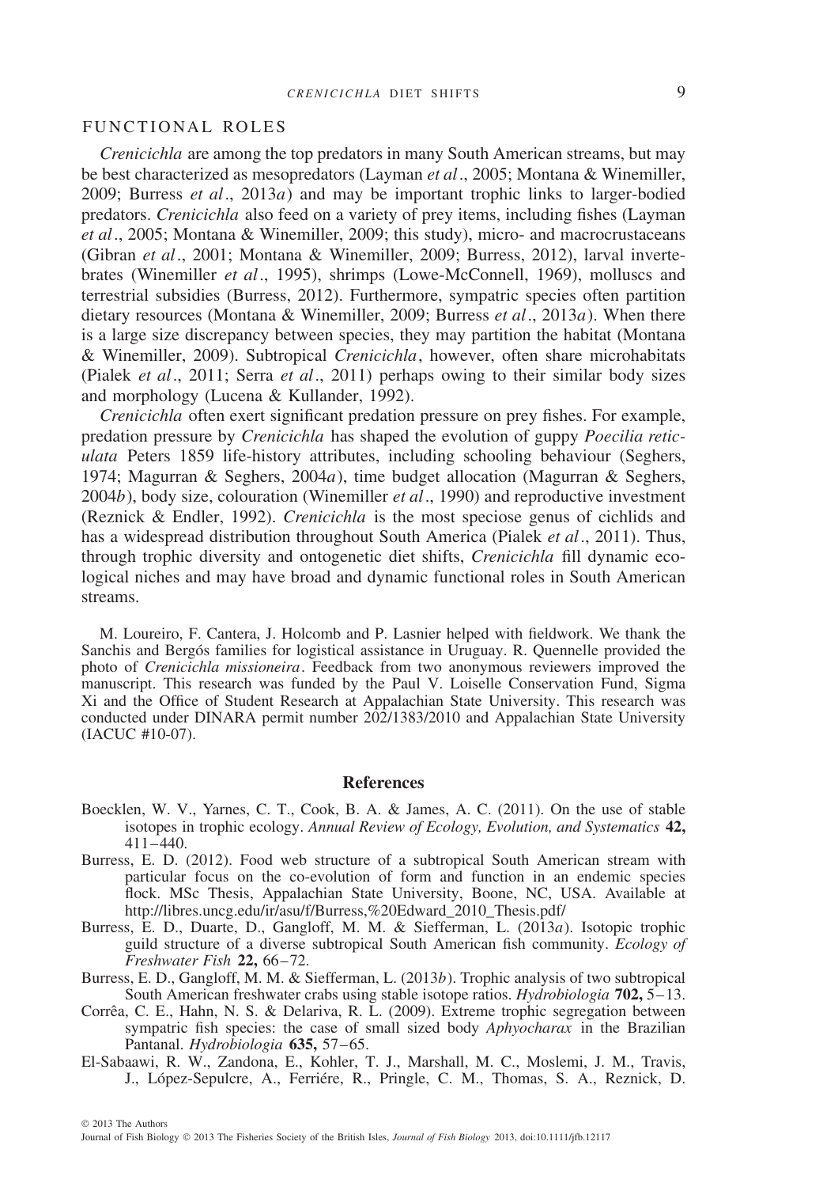## FUNCTIONAL ROLES

*Crenicichla* are among the top predators in many South American streams, but may be best characterized as mesopredators (Layman *et al*., 2005; Montana & Winemiller, 2009; Burress *et al*., 2013*a*) and may be important trophic links to larger-bodied predators. *Crenicichla* also feed on a variety of prey items, including fishes (Layman *et al*., 2005; Montana & Winemiller, 2009; this study), micro- and macrocrustaceans (Gibran *et al*., 2001; Montana & Winemiller, 2009; Burress, 2012), larval invertebrates (Winemiller *et al*., 1995), shrimps (Lowe-McConnell, 1969), molluscs and terrestrial subsidies (Burress, 2012). Furthermore, sympatric species often partition dietary resources (Montana & Winemiller, 2009; Burress *et al*., 2013*a*). When there is a large size discrepancy between species, they may partition the habitat (Montana & Winemiller, 2009). Subtropical *Crenicichla*, however, often share microhabitats (Pialek *et al*., 2011; Serra *et al*., 2011) perhaps owing to their similar body sizes and morphology (Lucena & Kullander, 1992).

*Crenicichla* often exert significant predation pressure on prey fishes. For example, predation pressure by *Crenicichla* has shaped the evolution of guppy *Poecilia reticulata* Peters 1859 life-history attributes, including schooling behaviour (Seghers, 1974; Magurran & Seghers, 2004*a*), time budget allocation (Magurran & Seghers, 2004*b*), body size, colouration (Winemiller *et al*., 1990) and reproductive investment (Reznick & Endler, 1992). *Crenicichla* is the most speciose genus of cichlids and has a widespread distribution throughout South America (Pialek *et al*., 2011). Thus, through trophic diversity and ontogenetic diet shifts, *Crenicichla* fill dynamic ecological niches and may have broad and dynamic functional roles in South American streams.

M. Loureiro, F. Cantera, J. Holcomb and P. Lasnier helped with fieldwork. We thank the Sanchis and Bergós families for logistical assistance in Uruguay. R. Quennelle provided the photo of *Crenicichla missioneira*. Feedback from two anonymous reviewers improved the manuscript. This research was funded by the Paul V. Loiselle Conservation Fund, Sigma Xi and the Office of Student Research at Appalachian State University. This research was conducted under DINARA permit number 202/1383/2010 and Appalachian State University (IACUC #10-07).

## References

Boecklen, W. V., Yarnes, C. T., Cook, B. A. & James, A. C. (2011). On the use of stable isotopes in trophic ecology. *Annual Review of Ecology, Evolution, and Systematics* **42,** 411–440.

Burress, E. D. (2012). Food web structure of a subtropical South American stream with particular focus on the co-evolution of form and function in an endemic species flock. MSc Thesis, Appalachian State University, Boone, NC, USA. Available at http://libres.uncg.edu/ir/asu/f/Burress,%20Edward_2010_Thesis.pdf/

Burress, E. D., Duarte, D., Gangloff, M. M. & Siefferman, L. (2013*a*). Isotopic trophic guild structure of a diverse subtropical South American fish community. *Ecology of Freshwater Fish* **22,** 66–72.

Burress, E. D., Gangloff, M. M. & Siefferman, L. (2013*b*). Trophic analysis of two subtropical South American freshwater crabs using stable isotope ratios. *Hydrobiologia* **702,** 5–13.

Corrêa, C. E., Hahn, N. S. & Delariva, R. L. (2009). Extreme trophic segregation between sympatric fish species: the case of small sized body *Aphyocharax* in the Brazilian Pantanal. *Hydrobiologia* **635,** 57–65.

El-Sabaawi, R. W., Zandona, E., Kohler, T. J., Marshall, M. C., Moslemi, J. M., Travis, J., López-Sepulcre, A., Ferriére, R., Pringle, C. M., Thomas, S. A., Reznick, D.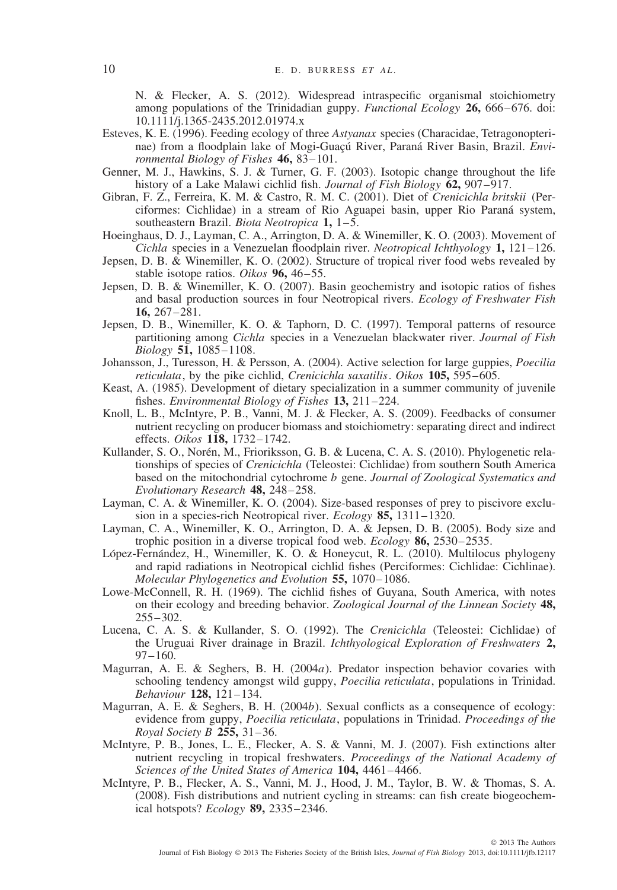N. & Flecker, A. S. (2012). Widespread intraspecific organismal stoichiometry among populations of the Trinidadian guppy. *Functional Ecology* **26,** 666–676. doi: 10.1111/j.1365-2435.2012.01974.x

Esteves, K. E. (1996). Feeding ecology of three *Astyanax* species (Characidae, Tetragonopterinae) from a floodplain lake of Mogi-Guaçú River, Paraná River Basin, Brazil. *Environmental Biology of Fishes* **46,** 83–101.

Genner, M. J., Hawkins, S. J. & Turner, G. F. (2003). Isotopic change throughout the life history of a Lake Malawi cichlid fish. *Journal of Fish Biology* **62,** 907–917.

Gibran, F. Z., Ferreira, K. M. & Castro, R. M. C. (2001). Diet of *Crenicichla britskii* (Perciformes: Cichlidae) in a stream of Rio Aguapei basin, upper Rio Paraná system, southeastern Brazil. *Biota Neotropica* **1,** 1–5.

Hoeinghaus, D. J., Layman, C. A., Arrington, D. A. & Winemiller, K. O. (2003). Movement of *Cichla* species in a Venezuelan floodplain river. *Neotropical Ichthyology* **1,** 121–126.

Jepsen, D. B. & Winemiller, K. O. (2002). Structure of tropical river food webs revealed by stable isotope ratios. *Oikos* **96,** 46–55.

Jepsen, D. B. & Winemiller, K. O. (2007). Basin geochemistry and isotopic ratios of fishes and basal production sources in four Neotropical rivers. *Ecology of Freshwater Fish* **16,** 267–281.

Jepsen, D. B., Winemiller, K. O. & Taphorn, D. C. (1997). Temporal patterns of resource partitioning among *Cichla* species in a Venezuelan blackwater river. *Journal of Fish Biology* **51,** 1085–1108.

Johansson, J., Turesson, H. & Persson, A. (2004). Active selection for large guppies, *Poecilia reticulata*, by the pike cichlid, *Crenicichla saxatilis*. *Oikos* **105,** 595–605.

Keast, A. (1985). Development of dietary specialization in a summer community of juvenile fishes. *Environmental Biology of Fishes* **13,** 211–224.

Knoll, L. B., McIntyre, P. B., Vanni, M. J. & Flecker, A. S. (2009). Feedbacks of consumer nutrient recycling on producer biomass and stoichiometry: separating direct and indirect effects. *Oikos* **118,** 1732–1742.

Kullander, S. O., Norén, M., Frioriksson, G. B. & Lucena, C. A. S. (2010). Phylogenetic relationships of species of *Crenicichla* (Teleostei: Cichlidae) from southern South America based on the mitochondrial cytochrome *b* gene. *Journal of Zoological Systematics and Evolutionary Research* **48,** 248–258.

Layman, C. A. & Winemiller, K. O. (2004). Size-based responses of prey to piscivore exclusion in a species-rich Neotropical river. *Ecology* **85,** 1311–1320.

Layman, C. A., Winemiller, K. O., Arrington, D. A. & Jepsen, D. B. (2005). Body size and trophic position in a diverse tropical food web. *Ecology* **86,** 2530–2535.

López-Fernández, H., Winemiller, K. O. & Honeycut, R. L. (2010). Multilocus phylogeny and rapid radiations in Neotropical cichlid fishes (Perciformes: Cichlidae: Cichlinae). *Molecular Phylogenetics and Evolution* **55,** 1070–1086.

Lowe-McConnell, R. H. (1969). The cichlid fishes of Guyana, South America, with notes on their ecology and breeding behavior. *Zoological Journal of the Linnean Society* **48,** 255–302.

Lucena, C. A. S. & Kullander, S. O. (1992). The *Crenicichla* (Teleostei: Cichlidae) of the Uruguai River drainage in Brazil. *Ichthyological Exploration of Freshwaters* **2,** 97–160.

Magurran, A. E. & Seghers, B. H. (2004*a*). Predator inspection behavior covaries with schooling tendency amongst wild guppy, *Poecilia reticulata*, populations in Trinidad. *Behaviour* **128,** 121–134.

Magurran, A. E. & Seghers, B. H. (2004*b*). Sexual conflicts as a consequence of ecology: evidence from guppy, *Poecilia reticulata*, populations in Trinidad. *Proceedings of the Royal Society B* **255,** 31–36.

McIntyre, P. B., Jones, L. E., Flecker, A. S. & Vanni, M. J. (2007). Fish extinctions alter nutrient recycling in tropical freshwaters. *Proceedings of the National Academy of Sciences of the United States of America* **104,** 4461–4466.

McIntyre, P. B., Flecker, A. S., Vanni, M. J., Hood, J. M., Taylor, B. W. & Thomas, S. A. (2008). Fish distributions and nutrient cycling in streams: can fish create biogeochemical hotspots? *Ecology* **89,** 2335–2346.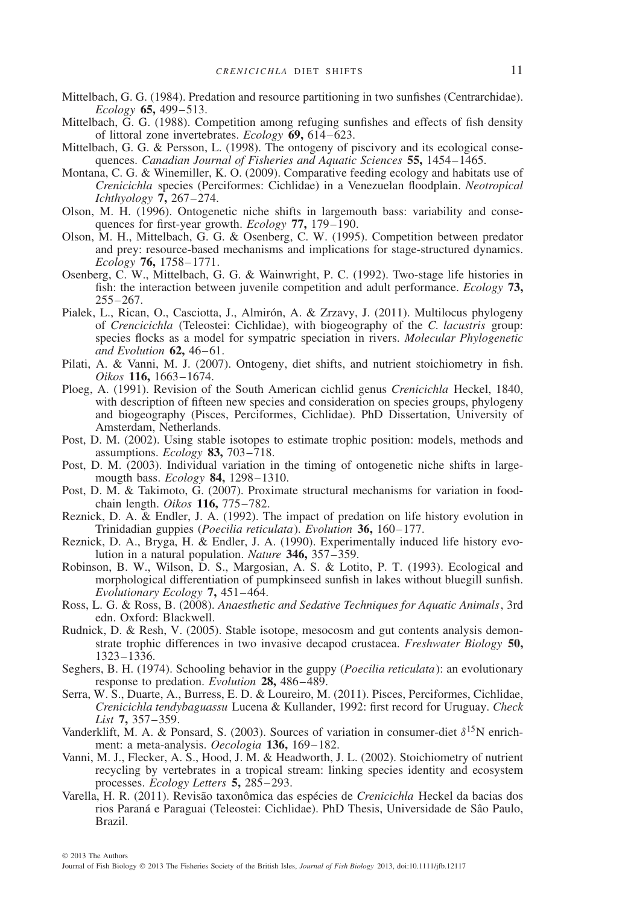Mittelbach, G. G. (1984). Predation and resource partitioning in two sunfishes (Centrarchidae). *Ecology* **65,** 499–513.

Mittelbach, G. G. (1988). Competition among refuging sunfishes and effects of fish density of littoral zone invertebrates. *Ecology* **69,** 614–623.

Mittelbach, G. G. & Persson, L. (1998). The ontogeny of piscivory and its ecological consequences. *Canadian Journal of Fisheries and Aquatic Sciences* **55,** 1454–1465.

Montana, C. G. & Winemiller, K. O. (2009). Comparative feeding ecology and habitats use of *Crenicichla* species (Perciformes: Cichlidae) in a Venezuelan floodplain. *Neotropical Ichthyology* **7,** 267–274.

Olson, M. H. (1996). Ontogenetic niche shifts in largemouth bass: variability and consequences for first-year growth. *Ecology* **77,** 179–190.

Olson, M. H., Mittelbach, G. G. & Osenberg, C. W. (1995). Competition between predator and prey: resource-based mechanisms and implications for stage-structured dynamics. *Ecology* **76,** 1758–1771.

Osenberg, C. W., Mittelbach, G. G. & Wainwright, P. C. (1992). Two-stage life histories in fish: the interaction between juvenile competition and adult performance. *Ecology* **73,** 255–267.

Pialek, L., Rican, O., Casciotta, J., Almirón, A. & Zrzavy, J. (2011). Multilocus phylogeny of *Crencicichla* (Teleostei: Cichlidae), with biogeography of the *C. lacustris* group: species flocks as a model for sympatric speciation in rivers. *Molecular Phylogenetic and Evolution* **62,** 46–61.

Pilati, A. & Vanni, M. J. (2007). Ontogeny, diet shifts, and nutrient stoichiometry in fish. *Oikos* **116,** 1663–1674.

Ploeg, A. (1991). Revision of the South American cichlid genus *Crenicichla* Heckel, 1840, with description of fifteen new species and consideration on species groups, phylogeny and biogeography (Pisces, Perciformes, Cichlidae). PhD Dissertation, University of Amsterdam, Netherlands.

Post, D. M. (2002). Using stable isotopes to estimate trophic position: models, methods and assumptions. *Ecology* **83,** 703–718.

Post, D. M. (2003). Individual variation in the timing of ontogenetic niche shifts in largemougth bass. *Ecology* **84,** 1298–1310.

Post, D. M. & Takimoto, G. (2007). Proximate structural mechanisms for variation in food-chain length. *Oikos* **116,** 775–782.

Reznick, D. A. & Endler, J. A. (1992). The impact of predation on life history evolution in Trinidadian guppies (*Poecilia reticulata*). *Evolution* **36,** 160–177.

Reznick, D. A., Bryga, H. & Endler, J. A. (1990). Experimentally induced life history evolution in a natural population. *Nature* **346,** 357–359.

Robinson, B. W., Wilson, D. S., Margosian, A. S. & Lotito, P. T. (1993). Ecological and morphological differentiation of pumpkinseed sunfish in lakes without bluegill sunfish. *Evolutionary Ecology* **7,** 451–464.

Ross, L. G. & Ross, B. (2008). *Anaesthetic and Sedative Techniques for Aquatic Animals*, 3rd edn. Oxford: Blackwell.

Rudnick, D. & Resh, V. (2005). Stable isotope, mesocosm and gut contents analysis demonstrate trophic differences in two invasive decapod crustacea. *Freshwater Biology* **50,** 1323–1336.

Seghers, B. H. (1974). Schooling behavior in the guppy (*Poecilia reticulata*): an evolutionary response to predation. *Evolution* **28,** 486–489.

Serra, W. S., Duarte, A., Burress, E. D. & Loureiro, M. (2011). Pisces, Perciformes, Cichlidae, *Crenicichla tendybaguassu* Lucena & Kullander, 1992: first record for Uruguay. *Check List* **7,** 357–359.

Vanderklift, M. A. & Ponsard, S. (2003). Sources of variation in consumer-diet $\delta^{15}$N enrichment: a meta-analysis. *Oecologia* **136,** 169–182.

Vanni, M. J., Flecker, A. S., Hood, J. M. & Headworth, J. L. (2002). Stoichiometry of nutrient recycling by vertebrates in a tropical stream: linking species identity and ecosystem processes. *Ecology Letters* **5,** 285–293.

Varella, H. R. (2011). Revisão taxonômica das espécies de *Crenicichla* Heckel da bacias dos rios Paraná e Paraguai (Teleostei: Cichlidae). PhD Thesis, Universidade de Sâo Paulo, Brazil.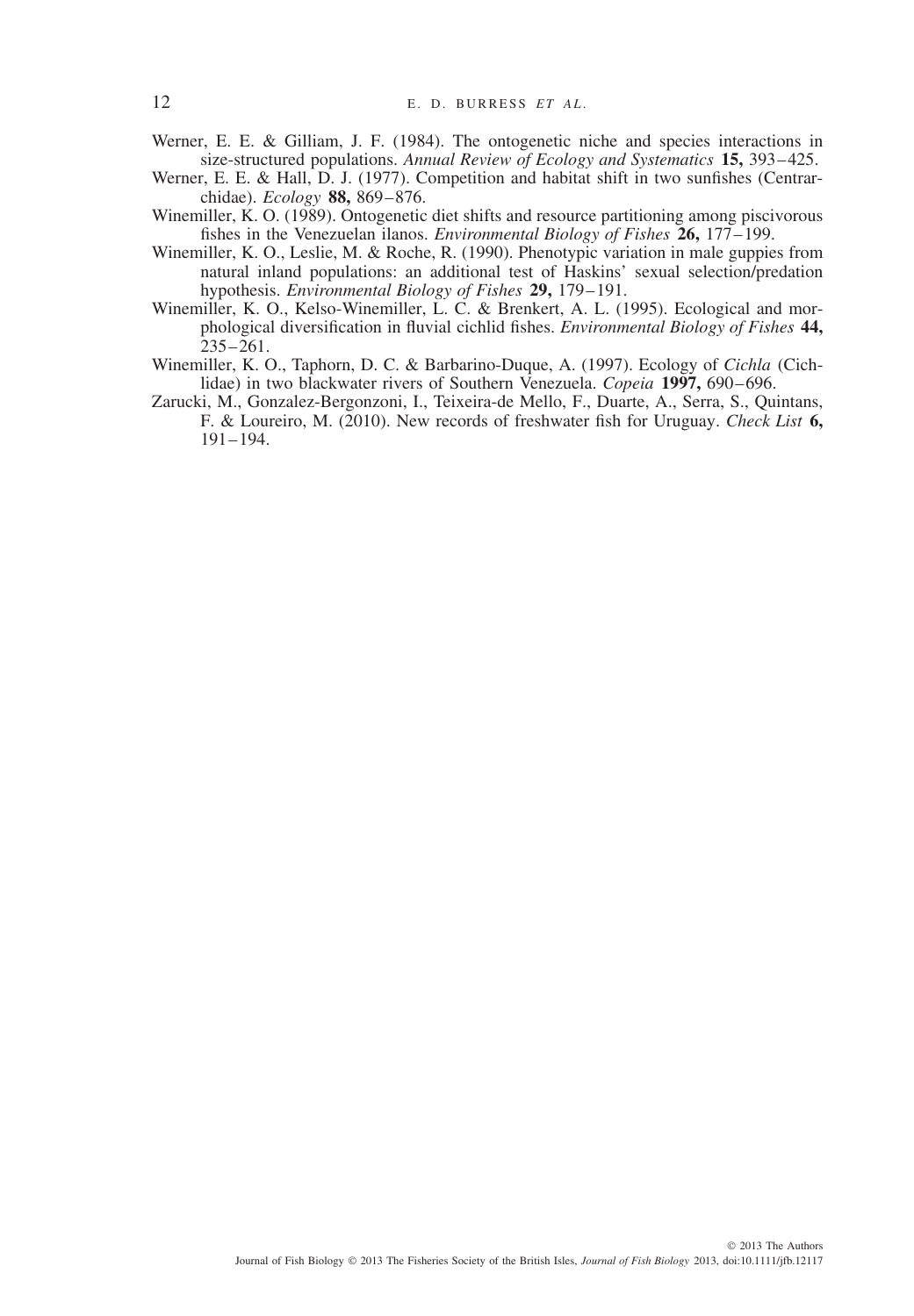Werner, E. E. & Gilliam, J. F. (1984). The ontogenetic niche and species interactions in size-structured populations. *Annual Review of Ecology and Systematics* **15,** 393–425.

Werner, E. E. & Hall, D. J. (1977). Competition and habitat shift in two sunfishes (Centrarchidae). *Ecology* **88,** 869–876.

Winemiller, K. O. (1989). Ontogenetic diet shifts and resource partitioning among piscivorous fishes in the Venezuelan ilanos. *Environmental Biology of Fishes* **26,** 177–199.

Winemiller, K. O., Leslie, M. & Roche, R. (1990). Phenotypic variation in male guppies from natural inland populations: an additional test of Haskins' sexual selection/predation hypothesis. *Environmental Biology of Fishes* **29,** 179–191.

Winemiller, K. O., Kelso-Winemiller, L. C. & Brenkert, A. L. (1995). Ecological and morphological diversification in fluvial cichlid fishes. *Environmental Biology of Fishes* **44,** 235–261.

Winemiller, K. O., Taphorn, D. C. & Barbarino-Duque, A. (1997). Ecology of *Cichla* (Cichlidae) in two blackwater rivers of Southern Venezuela. *Copeia* **1997,** 690–696.

Zarucki, M., Gonzalez-Bergonzoni, I., Teixeira-de Mello, F., Duarte, A., Serra, S., Quintans, F. & Loureiro, M. (2010). New records of freshwater fish for Uruguay. *Check List* **6,** 191–194.